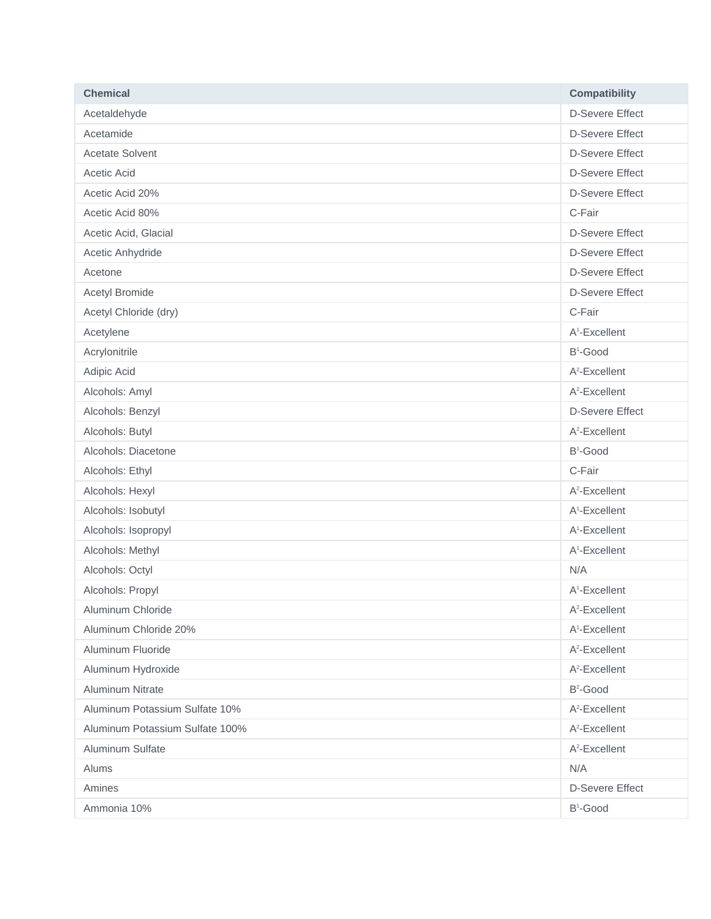| Chemical | Compatibility |
| --- | --- |
| Acetaldehyde | D-Severe Effect |
| Acetamide | D-Severe Effect |
| Acetate Solvent | D-Severe Effect |
| Acetic Acid | D-Severe Effect |
| Acetic Acid 20% | D-Severe Effect |
| Acetic Acid 80% | C-Fair |
| Acetic Acid, Glacial | D-Severe Effect |
| Acetic Anhydride | D-Severe Effect |
| Acetone | D-Severe Effect |
| Acetyl Bromide | D-Severe Effect |
| Acetyl Chloride (dry) | C-Fair |
| Acetylene | A[1]-Excellent |
| Acrylonitrile | B[1]-Good |
| Adipic Acid | A[2]-Excellent |
| Alcohols: Amyl | A[2]-Excellent |
| Alcohols: Benzyl | D-Severe Effect |
| Alcohols: Butyl | A[2]-Excellent |
| Alcohols: Diacetone | B[1]-Good |
| Alcohols: Ethyl | C-Fair |
| Alcohols: Hexyl | A[2]-Excellent |
| Alcohols: Isobutyl | A[1]-Excellent |
| Alcohols: Isopropyl | A[1]-Excellent |
| Alcohols: Methyl | A[1]-Excellent |
| Alcohols: Octyl | N/A |
| Alcohols: Propyl | A[1]-Excellent |
| Aluminum Chloride | A[2]-Excellent |
| Aluminum Chloride 20% | A[1]-Excellent |
| Aluminum Fluoride | A[2]-Excellent |
| Aluminum Hydroxide | A[2]-Excellent |
| Aluminum Nitrate | B[2]-Good |
| Aluminum Potassium Sulfate 10% | A[2]-Excellent |
| Aluminum Potassium Sulfate 100% | A[2]-Excellent |
| Aluminum Sulfate | A[2]-Excellent |
| Alums | N/A |
| Amines | D-Severe Effect |
| Ammonia 10% | B[1]-Good |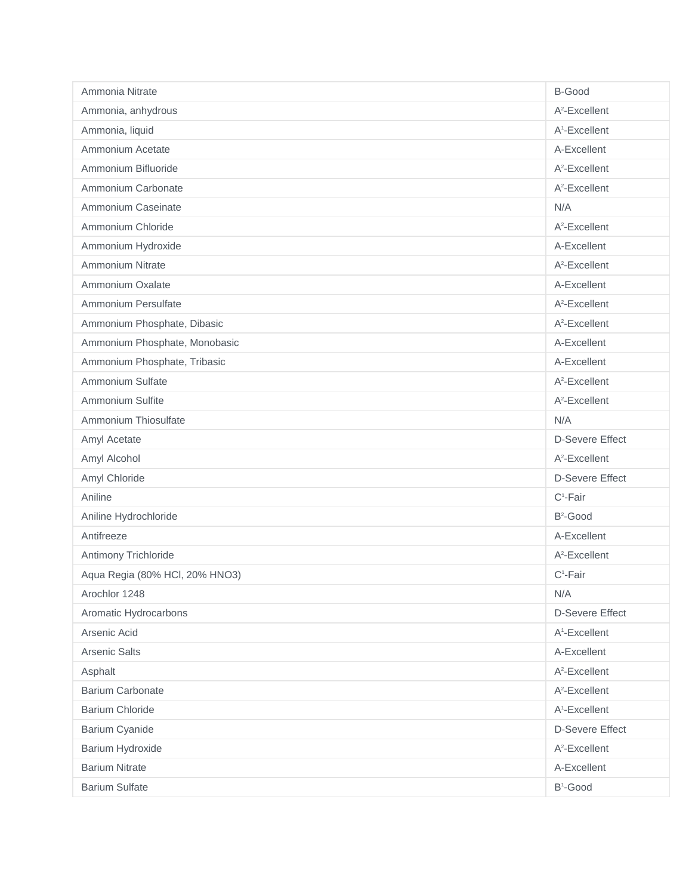| Ammonia Nitrate | B-Good |
| --- | --- |
| Ammonia, anhydrous | A[2]-Excellent |
| Ammonia, liquid | A[1]-Excellent |
| Ammonium Acetate | A-Excellent |
| Ammonium Bifluoride | A[2]-Excellent |
| Ammonium Carbonate | A[2]-Excellent |
| Ammonium Caseinate | N/A |
| Ammonium Chloride | A[2]-Excellent |
| Ammonium Hydroxide | A-Excellent |
| Ammonium Nitrate | A[2]-Excellent |
| Ammonium Oxalate | A-Excellent |
| Ammonium Persulfate | A[2]-Excellent |
| Ammonium Phosphate, Dibasic | A[2]-Excellent |
| Ammonium Phosphate, Monobasic | A-Excellent |
| Ammonium Phosphate, Tribasic | A-Excellent |
| Ammonium Sulfate | A[2]-Excellent |
| Ammonium Sulfite | A[2]-Excellent |
| Ammonium Thiosulfate | N/A |
| Amyl Acetate | D-Severe Effect |
| Amyl Alcohol | A[2]-Excellent |
| Amyl Chloride | D-Severe Effect |
| Aniline | C[1]-Fair |
| Aniline Hydrochloride | B[2]-Good |
| Antifreeze | A-Excellent |
| Antimony Trichloride | A[2]-Excellent |
| Aqua Regia (80% HCl, 20% HNO3) | C[1]-Fair |
| Arochlor 1248 | N/A |
| Aromatic Hydrocarbons | D-Severe Effect |
| Arsenic Acid | A[1]-Excellent |
| Arsenic Salts | A-Excellent |
| Asphalt | A[2]-Excellent |
| Barium Carbonate | A[2]-Excellent |
| Barium Chloride | A[1]-Excellent |
| Barium Cyanide | D-Severe Effect |
| Barium Hydroxide | A[2]-Excellent |
| Barium Nitrate | A-Excellent |
| Barium Sulfate | B[1]-Good |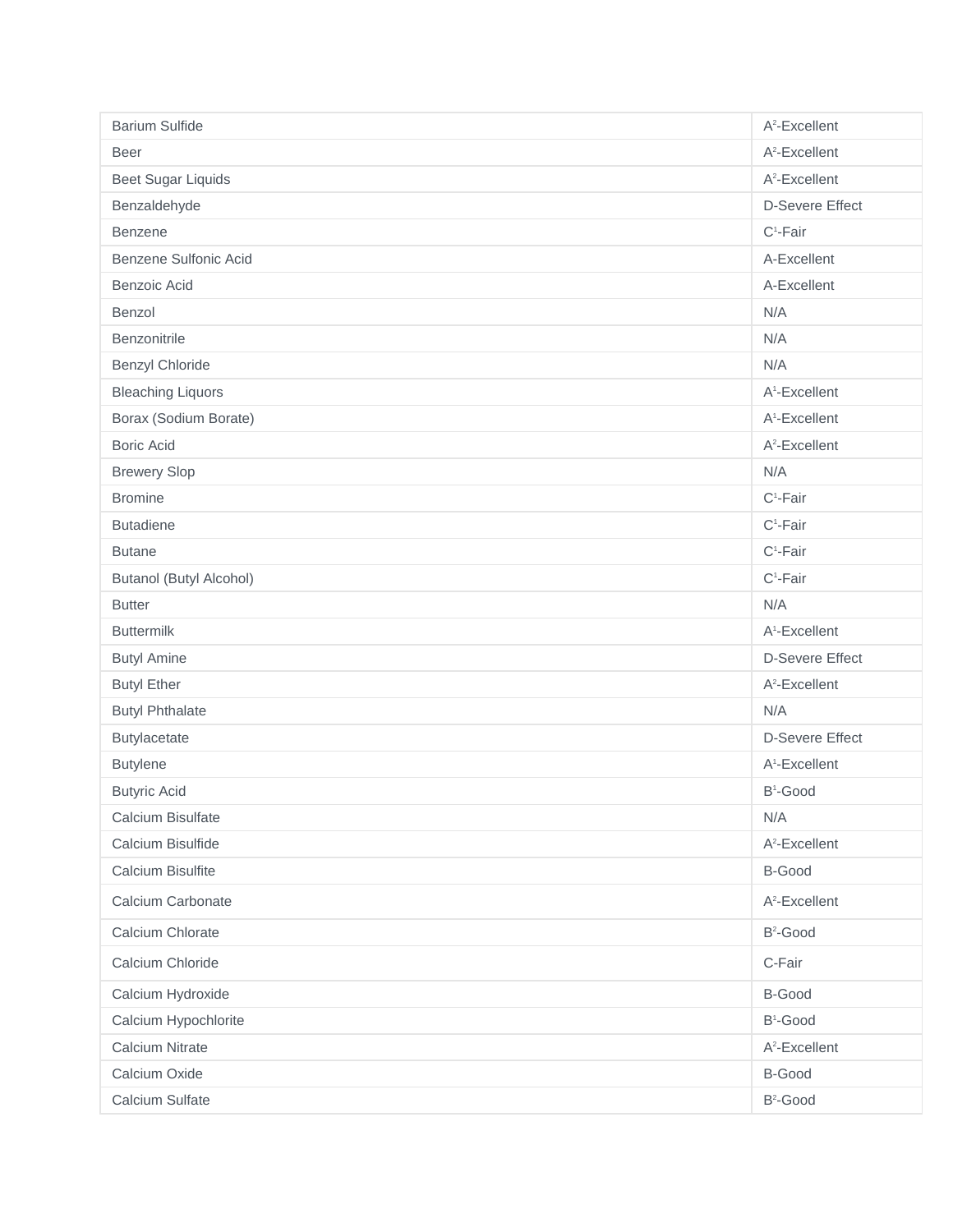| Barium Sulfide | A[2]-Excellent |
|---|---|
| Beer | A[2]-Excellent |
| Beet Sugar Liquids | A[2]-Excellent |
| Benzaldehyde | D-Severe Effect |
| Benzene | C[1]-Fair |
| Benzene Sulfonic Acid | A-Excellent |
| Benzoic Acid | A-Excellent |
| Benzol | N/A |
| Benzonitrile | N/A |
| Benzyl Chloride | N/A |
| Bleaching Liquors | A[1]-Excellent |
| Borax (Sodium Borate) | A[1]-Excellent |
| Boric Acid | A[2]-Excellent |
| Brewery Slop | N/A |
| Bromine | C[1]-Fair |
| Butadiene | C[1]-Fair |
| Butane | C[1]-Fair |
| Butanol (Butyl Alcohol) | C[1]-Fair |
| Butter | N/A |
| Buttermilk | A[1]-Excellent |
| Butyl Amine | D-Severe Effect |
| Butyl Ether | A[2]-Excellent |
| Butyl Phthalate | N/A |
| Butylacetate | D-Severe Effect |
| Butylene | A[1]-Excellent |
| Butyric Acid | B[1]-Good |
| Calcium Bisulfate | N/A |
| Calcium Bisulfide | A[2]-Excellent |
| Calcium Bisulfite | B-Good |
| Calcium Carbonate | A[2]-Excellent |
| Calcium Chlorate | B[2]-Good |
| Calcium Chloride | C-Fair |
| Calcium Hydroxide | B-Good |
| Calcium Hypochlorite | B[1]-Good |
| Calcium Nitrate | A[2]-Excellent |
| Calcium Oxide | B-Good |
| Calcium Sulfate | B[2]-Good |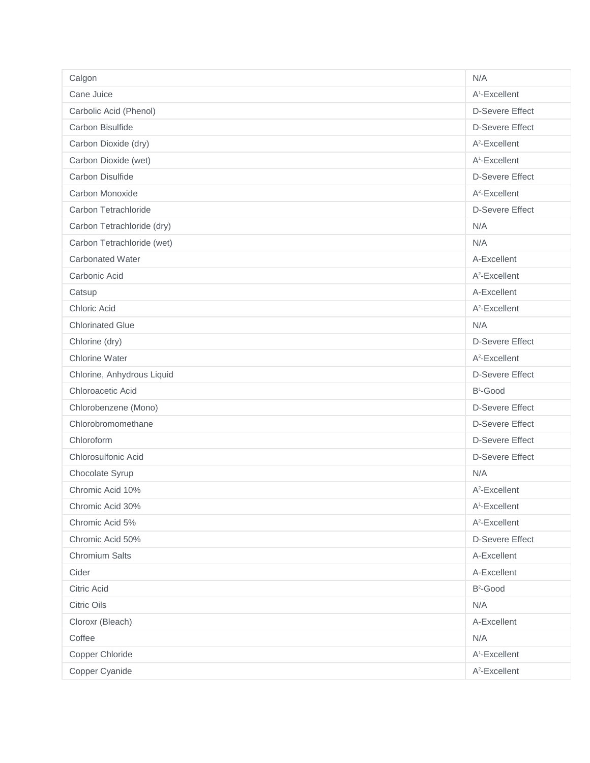| | |
|---|---|
| Calgon | N/A |
| Cane Juice | A[1]-Excellent |
| Carbolic Acid (Phenol) | D-Severe Effect |
| Carbon Bisulfide | D-Severe Effect |
| Carbon Dioxide (dry) | A[2]-Excellent |
| Carbon Dioxide (wet) | A[1]-Excellent |
| Carbon Disulfide | D-Severe Effect |
| Carbon Monoxide | A[2]-Excellent |
| Carbon Tetrachloride | D-Severe Effect |
| Carbon Tetrachloride (dry) | N/A |
| Carbon Tetrachloride (wet) | N/A |
| Carbonated Water | A-Excellent |
| Carbonic Acid | A[2]-Excellent |
| Catsup | A-Excellent |
| Chloric Acid | A[2]-Excellent |
| Chlorinated Glue | N/A |
| Chlorine (dry) | D-Severe Effect |
| Chlorine Water | A[2]-Excellent |
| Chlorine, Anhydrous Liquid | D-Severe Effect |
| Chloroacetic Acid | B[1]-Good |
| Chlorobenzene (Mono) | D-Severe Effect |
| Chlorobromomethane | D-Severe Effect |
| Chloroform | D-Severe Effect |
| Chlorosulfonic Acid | D-Severe Effect |
| Chocolate Syrup | N/A |
| Chromic Acid 10% | A[2]-Excellent |
| Chromic Acid 30% | A[1]-Excellent |
| Chromic Acid 5% | A[2]-Excellent |
| Chromic Acid 50% | D-Severe Effect |
| Chromium Salts | A-Excellent |
| Cider | A-Excellent |
| Citric Acid | B[2]-Good |
| Citric Oils | N/A |
| Cloroxr (Bleach) | A-Excellent |
| Coffee | N/A |
| Copper Chloride | A[1]-Excellent |
| Copper Cyanide | A[2]-Excellent |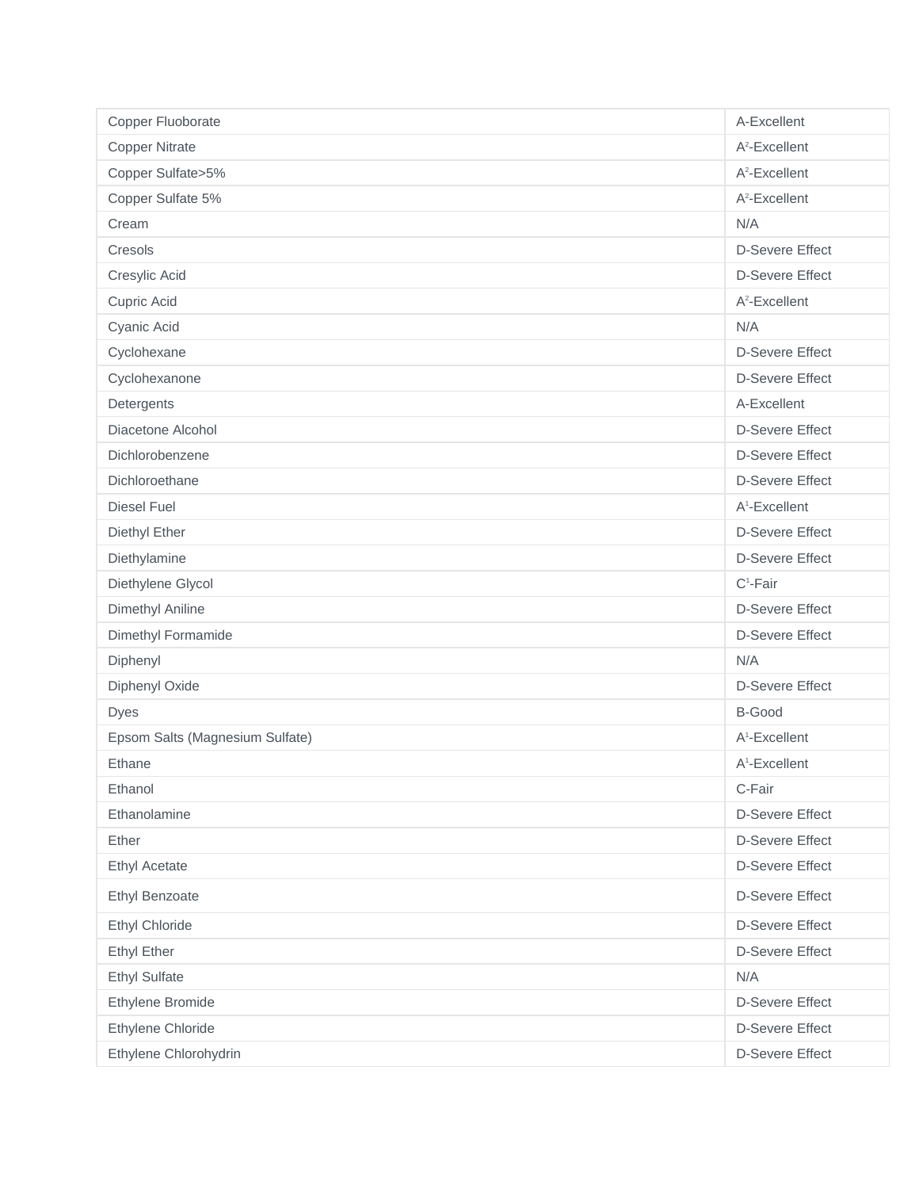| Copper Fluoborate | A-Excellent |
| --- | --- |
| Copper Nitrate | A[2]-Excellent |
| Copper Sulfate>5% | A[2]-Excellent |
| Copper Sulfate 5% | A[2]-Excellent |
| Cream | N/A |
| Cresols | D-Severe Effect |
| Cresylic Acid | D-Severe Effect |
| Cupric Acid | A[2]-Excellent |
| Cyanic Acid | N/A |
| Cyclohexane | D-Severe Effect |
| Cyclohexanone | D-Severe Effect |
| Detergents | A-Excellent |
| Diacetone Alcohol | D-Severe Effect |
| Dichlorobenzene | D-Severe Effect |
| Dichloroethane | D-Severe Effect |
| Diesel Fuel | A[1]-Excellent |
| Diethyl Ether | D-Severe Effect |
| Diethylamine | D-Severe Effect |
| Diethylene Glycol | C[1]-Fair |
| Dimethyl Aniline | D-Severe Effect |
| Dimethyl Formamide | D-Severe Effect |
| Diphenyl | N/A |
| Diphenyl Oxide | D-Severe Effect |
| Dyes | B-Good |
| Epsom Salts (Magnesium Sulfate) | A[1]-Excellent |
| Ethane | A[1]-Excellent |
| Ethanol | C-Fair |
| Ethanolamine | D-Severe Effect |
| Ether | D-Severe Effect |
| Ethyl Acetate | D-Severe Effect |
| Ethyl Benzoate | D-Severe Effect |
| Ethyl Chloride | D-Severe Effect |
| Ethyl Ether | D-Severe Effect |
| Ethyl Sulfate | N/A |
| Ethylene Bromide | D-Severe Effect |
| Ethylene Chloride | D-Severe Effect |
| Ethylene Chlorohydrin | D-Severe Effect |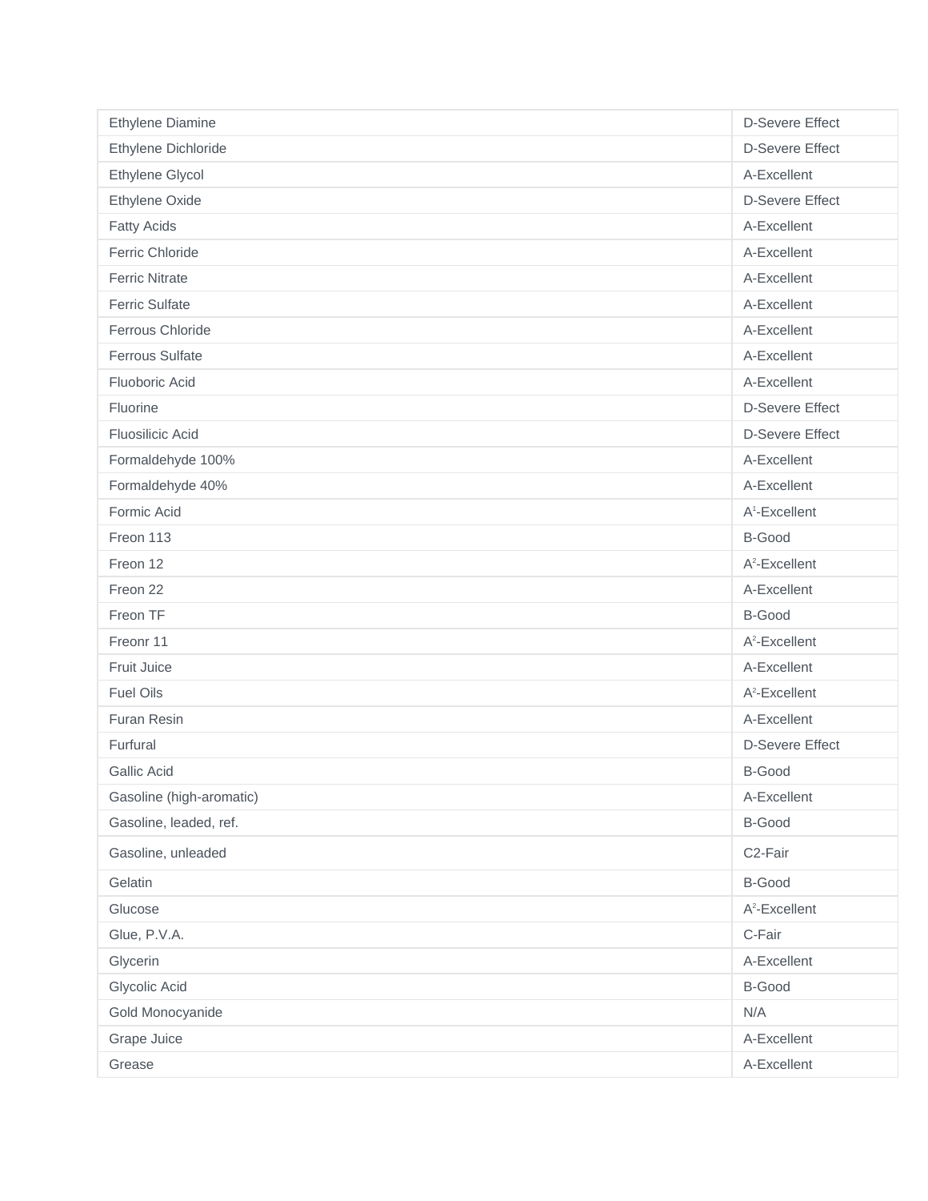| | |
|---|---|
| Ethylene Diamine | D-Severe Effect |
| Ethylene Dichloride | D-Severe Effect |
| Ethylene Glycol | A-Excellent |
| Ethylene Oxide | D-Severe Effect |
| Fatty Acids | A-Excellent |
| Ferric Chloride | A-Excellent |
| Ferric Nitrate | A-Excellent |
| Ferric Sulfate | A-Excellent |
| Ferrous Chloride | A-Excellent |
| Ferrous Sulfate | A-Excellent |
| Fluoboric Acid | A-Excellent |
| Fluorine | D-Severe Effect |
| Fluosilicic Acid | D-Severe Effect |
| Formaldehyde 100% | A-Excellent |
| Formaldehyde 40% | A-Excellent |
| Formic Acid | A[1]-Excellent |
| Freon 113 | B-Good |
| Freon 12 | A[2]-Excellent |
| Freon 22 | A-Excellent |
| Freon TF | B-Good |
| Freonr 11 | A[2]-Excellent |
| Fruit Juice | A-Excellent |
| Fuel Oils | A[2]-Excellent |
| Furan Resin | A-Excellent |
| Furfural | D-Severe Effect |
| Gallic Acid | B-Good |
| Gasoline (high-aromatic) | A-Excellent |
| Gasoline, leaded, ref. | B-Good |
| Gasoline, unleaded | C2-Fair |
| Gelatin | B-Good |
| Glucose | A[2]-Excellent |
| Glue, P.V.A. | C-Fair |
| Glycerin | A-Excellent |
| Glycolic Acid | B-Good |
| Gold Monocyanide | N/A |
| Grape Juice | A-Excellent |
| Grease | A-Excellent |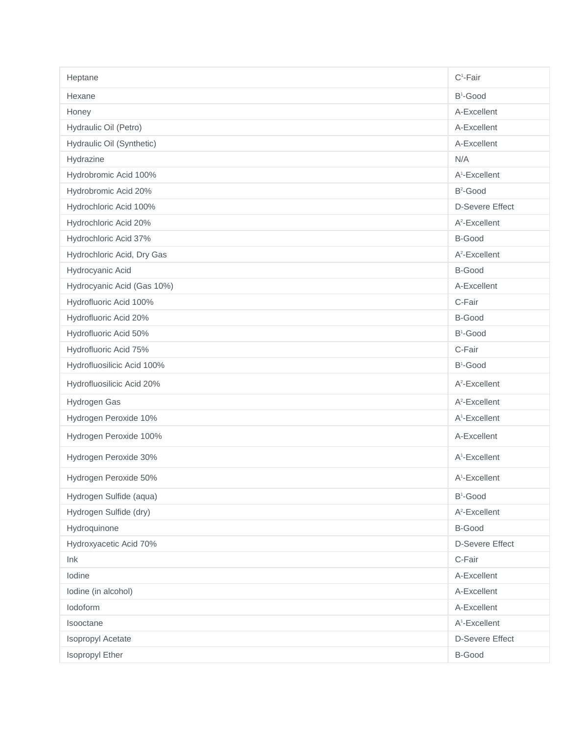| | |
|---|---|
| Heptane | C[1]-Fair |
| Hexane | B[1]-Good |
| Honey | A-Excellent |
| Hydraulic Oil (Petro) | A-Excellent |
| Hydraulic Oil (Synthetic) | A-Excellent |
| Hydrazine | N/A |
| Hydrobromic Acid 100% | A[1]-Excellent |
| Hydrobromic Acid 20% | B[2]-Good |
| Hydrochloric Acid 100% | D-Severe Effect |
| Hydrochloric Acid 20% | A[2]-Excellent |
| Hydrochloric Acid 37% | B-Good |
| Hydrochloric Acid, Dry Gas | A[2]-Excellent |
| Hydrocyanic Acid | B-Good |
| Hydrocyanic Acid (Gas 10%) | A-Excellent |
| Hydrofluoric Acid 100% | C-Fair |
| Hydrofluoric Acid 20% | B-Good |
| Hydrofluoric Acid 50% | B[1]-Good |
| Hydrofluoric Acid 75% | C-Fair |
| Hydrofluosilicic Acid 100% | B[1]-Good |
| Hydrofluosilicic Acid 20% | A[2]-Excellent |
| Hydrogen Gas | A[2]-Excellent |
| Hydrogen Peroxide 10% | A[1]-Excellent |
| Hydrogen Peroxide 100% | A-Excellent |
| Hydrogen Peroxide 30% | A[1]-Excellent |
| Hydrogen Peroxide 50% | A[1]-Excellent |
| Hydrogen Sulfide (aqua) | B[1]-Good |
| Hydrogen Sulfide (dry) | A[2]-Excellent |
| Hydroquinone | B-Good |
| Hydroxyacetic Acid 70% | D-Severe Effect |
| Ink | C-Fair |
| Iodine | A-Excellent |
| Iodine (in alcohol) | A-Excellent |
| Iodoform | A-Excellent |
| Isooctane | A[1]-Excellent |
| Isopropyl Acetate | D-Severe Effect |
| Isopropyl Ether | B-Good |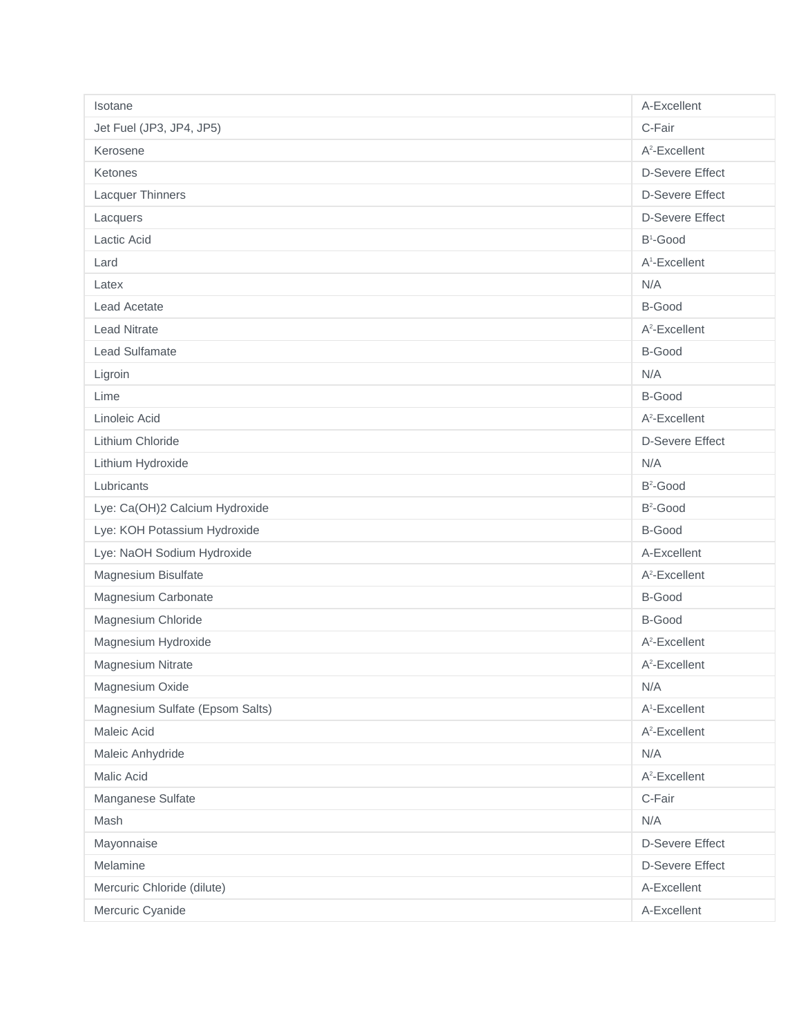| Isotane | A-Excellent |
| --- | --- |
| Jet Fuel (JP3, JP4, JP5) | C-Fair |
| Kerosene | A[2]-Excellent |
| Ketones | D-Severe Effect |
| Lacquer Thinners | D-Severe Effect |
| Lacquers | D-Severe Effect |
| Lactic Acid | B[1]-Good |
| Lard | A[1]-Excellent |
| Latex | N/A |
| Lead Acetate | B-Good |
| Lead Nitrate | A[2]-Excellent |
| Lead Sulfamate | B-Good |
| Ligroin | N/A |
| Lime | B-Good |
| Linoleic Acid | A[2]-Excellent |
| Lithium Chloride | D-Severe Effect |
| Lithium Hydroxide | N/A |
| Lubricants | B[2]-Good |
| Lye: Ca(OH)2 Calcium Hydroxide | B[2]-Good |
| Lye: KOH Potassium Hydroxide | B-Good |
| Lye: NaOH Sodium Hydroxide | A-Excellent |
| Magnesium Bisulfate | A[2]-Excellent |
| Magnesium Carbonate | B-Good |
| Magnesium Chloride | B-Good |
| Magnesium Hydroxide | A[2]-Excellent |
| Magnesium Nitrate | A[2]-Excellent |
| Magnesium Oxide | N/A |
| Magnesium Sulfate (Epsom Salts) | A[1]-Excellent |
| Maleic Acid | A[2]-Excellent |
| Maleic Anhydride | N/A |
| Malic Acid | A[2]-Excellent |
| Manganese Sulfate | C-Fair |
| Mash | N/A |
| Mayonnaise | D-Severe Effect |
| Melamine | D-Severe Effect |
| Mercuric Chloride (dilute) | A-Excellent |
| Mercuric Cyanide | A-Excellent |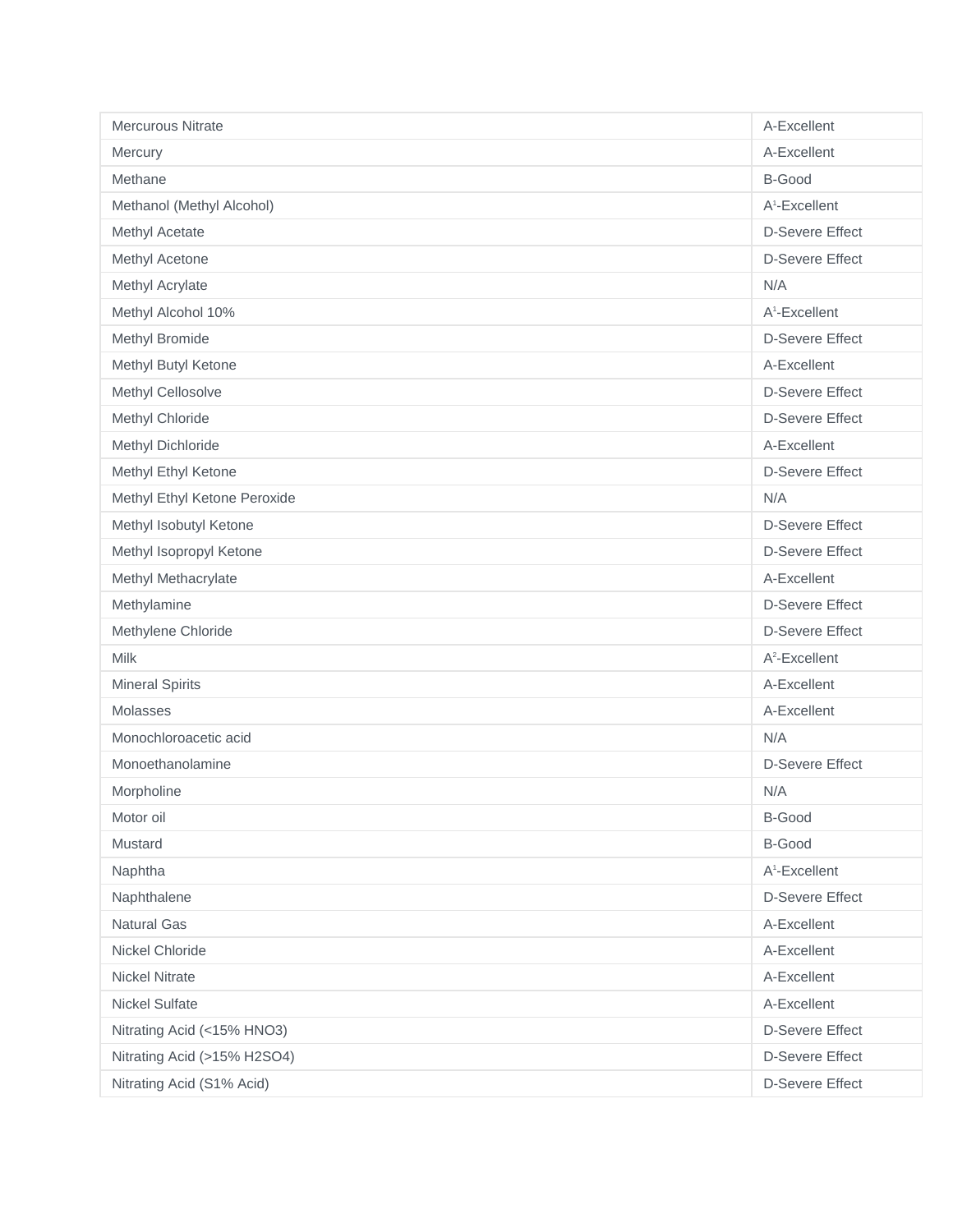| Mercurous Nitrate | A-Excellent |
| --- | --- |
| Mercury | A-Excellent |
| Methane | B-Good |
| Methanol (Methyl Alcohol) | A[1]-Excellent |
| Methyl Acetate | D-Severe Effect |
| Methyl Acetone | D-Severe Effect |
| Methyl Acrylate | N/A |
| Methyl Alcohol 10% | A[1]-Excellent |
| Methyl Bromide | D-Severe Effect |
| Methyl Butyl Ketone | A-Excellent |
| Methyl Cellosolve | D-Severe Effect |
| Methyl Chloride | D-Severe Effect |
| Methyl Dichloride | A-Excellent |
| Methyl Ethyl Ketone | D-Severe Effect |
| Methyl Ethyl Ketone Peroxide | N/A |
| Methyl Isobutyl Ketone | D-Severe Effect |
| Methyl Isopropyl Ketone | D-Severe Effect |
| Methyl Methacrylate | A-Excellent |
| Methylamine | D-Severe Effect |
| Methylene Chloride | D-Severe Effect |
| Milk | A[2]-Excellent |
| Mineral Spirits | A-Excellent |
| Molasses | A-Excellent |
| Monochloroacetic acid | N/A |
| Monoethanolamine | D-Severe Effect |
| Morpholine | N/A |
| Motor oil | B-Good |
| Mustard | B-Good |
| Naphtha | A[1]-Excellent |
| Naphthalene | D-Severe Effect |
| Natural Gas | A-Excellent |
| Nickel Chloride | A-Excellent |
| Nickel Nitrate | A-Excellent |
| Nickel Sulfate | A-Excellent |
| Nitrating Acid (<15% $HNO_3$) | D-Severe Effect |
| Nitrating Acid (>15% $H_2SO_4$) | D-Severe Effect |
| Nitrating Acid (S1% Acid) | D-Severe Effect |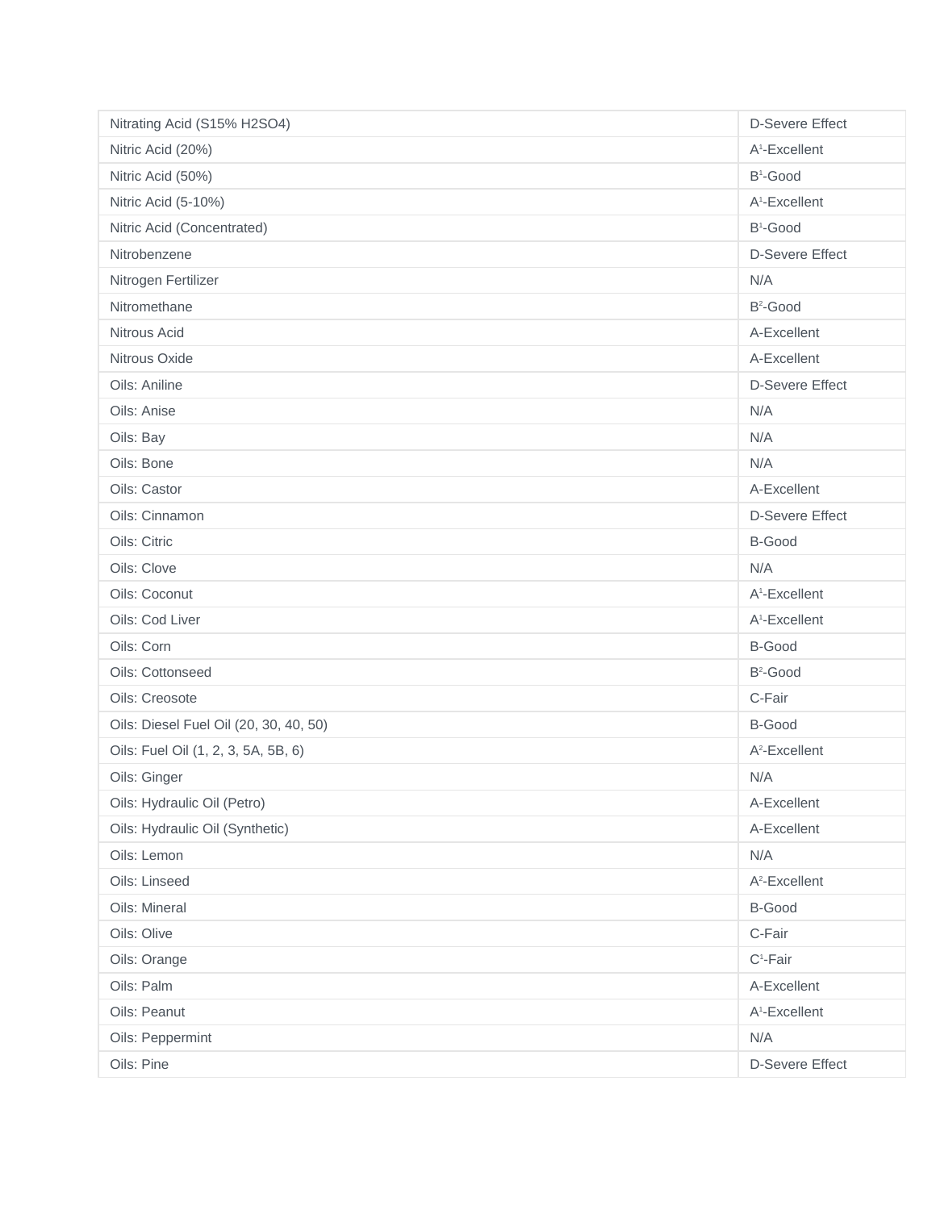| | |
|---|---|
| Nitrating Acid (S15% H2SO4) | D-Severe Effect |
| Nitric Acid (20%) | A[1]-Excellent |
| Nitric Acid (50%) | B[1]-Good |
| Nitric Acid (5-10%) | A[1]-Excellent |
| Nitric Acid (Concentrated) | B[1]-Good |
| Nitrobenzene | D-Severe Effect |
| Nitrogen Fertilizer | N/A |
| Nitromethane | B[2]-Good |
| Nitrous Acid | A-Excellent |
| Nitrous Oxide | A-Excellent |
| Oils: Aniline | D-Severe Effect |
| Oils: Anise | N/A |
| Oils: Bay | N/A |
| Oils: Bone | N/A |
| Oils: Castor | A-Excellent |
| Oils: Cinnamon | D-Severe Effect |
| Oils: Citric | B-Good |
| Oils: Clove | N/A |
| Oils: Coconut | A[1]-Excellent |
| Oils: Cod Liver | A[1]-Excellent |
| Oils: Corn | B-Good |
| Oils: Cottonseed | B[2]-Good |
| Oils: Creosote | C-Fair |
| Oils: Diesel Fuel Oil (20, 30, 40, 50) | B-Good |
| Oils: Fuel Oil (1, 2, 3, 5A, 5B, 6) | A[2]-Excellent |
| Oils: Ginger | N/A |
| Oils: Hydraulic Oil (Petro) | A-Excellent |
| Oils: Hydraulic Oil (Synthetic) | A-Excellent |
| Oils: Lemon | N/A |
| Oils: Linseed | A[2]-Excellent |
| Oils: Mineral | B-Good |
| Oils: Olive | C-Fair |
| Oils: Orange | C[1]-Fair |
| Oils: Palm | A-Excellent |
| Oils: Peanut | A[1]-Excellent |
| Oils: Peppermint | N/A |
| Oils: Pine | D-Severe Effect |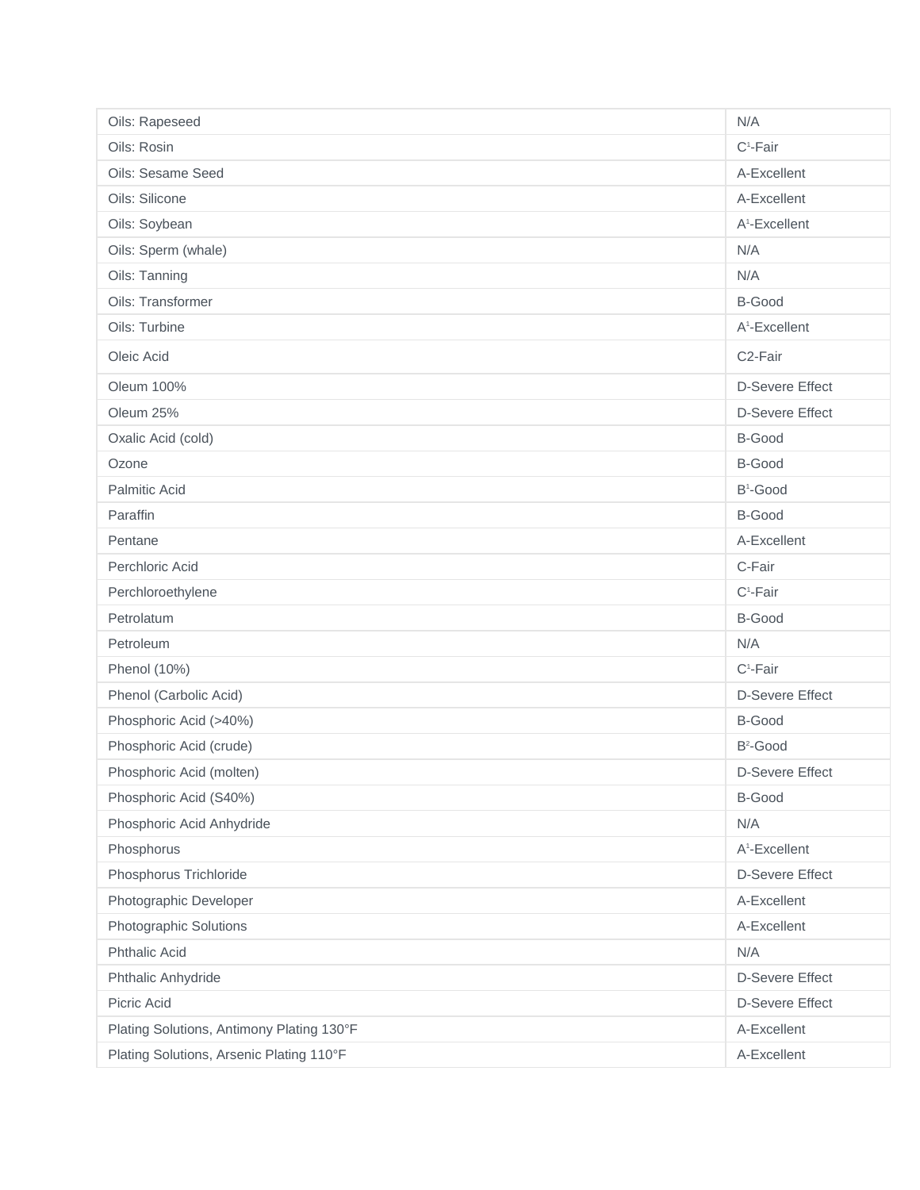| | |
|---|---|
| Oils: Rapeseed | N/A |
| Oils: Rosin | C[1]-Fair |
| Oils: Sesame Seed | A-Excellent |
| Oils: Silicone | A-Excellent |
| Oils: Soybean | A[1]-Excellent |
| Oils: Sperm (whale) | N/A |
| Oils: Tanning | N/A |
| Oils: Transformer | B-Good |
| Oils: Turbine | A[1]-Excellent |
| Oleic Acid | C2-Fair |
| Oleum 100% | D-Severe Effect |
| Oleum 25% | D-Severe Effect |
| Oxalic Acid (cold) | B-Good |
| Ozone | B-Good |
| Palmitic Acid | B[1]-Good |
| Paraffin | B-Good |
| Pentane | A-Excellent |
| Perchloric Acid | C-Fair |
| Perchloroethylene | C[1]-Fair |
| Petrolatum | B-Good |
| Petroleum | N/A |
| Phenol (10%) | C[1]-Fair |
| Phenol (Carbolic Acid) | D-Severe Effect |
| Phosphoric Acid (>40%) | B-Good |
| Phosphoric Acid (crude) | B[2]-Good |
| Phosphoric Acid (molten) | D-Severe Effect |
| Phosphoric Acid (S40%) | B-Good |
| Phosphoric Acid Anhydride | N/A |
| Phosphorus | A[1]-Excellent |
| Phosphorus Trichloride | D-Severe Effect |
| Photographic Developer | A-Excellent |
| Photographic Solutions | A-Excellent |
| Phthalic Acid | N/A |
| Phthalic Anhydride | D-Severe Effect |
| Picric Acid | D-Severe Effect |
| Plating Solutions, Antimony Plating 130°F | A-Excellent |
| Plating Solutions, Arsenic Plating 110°F | A-Excellent |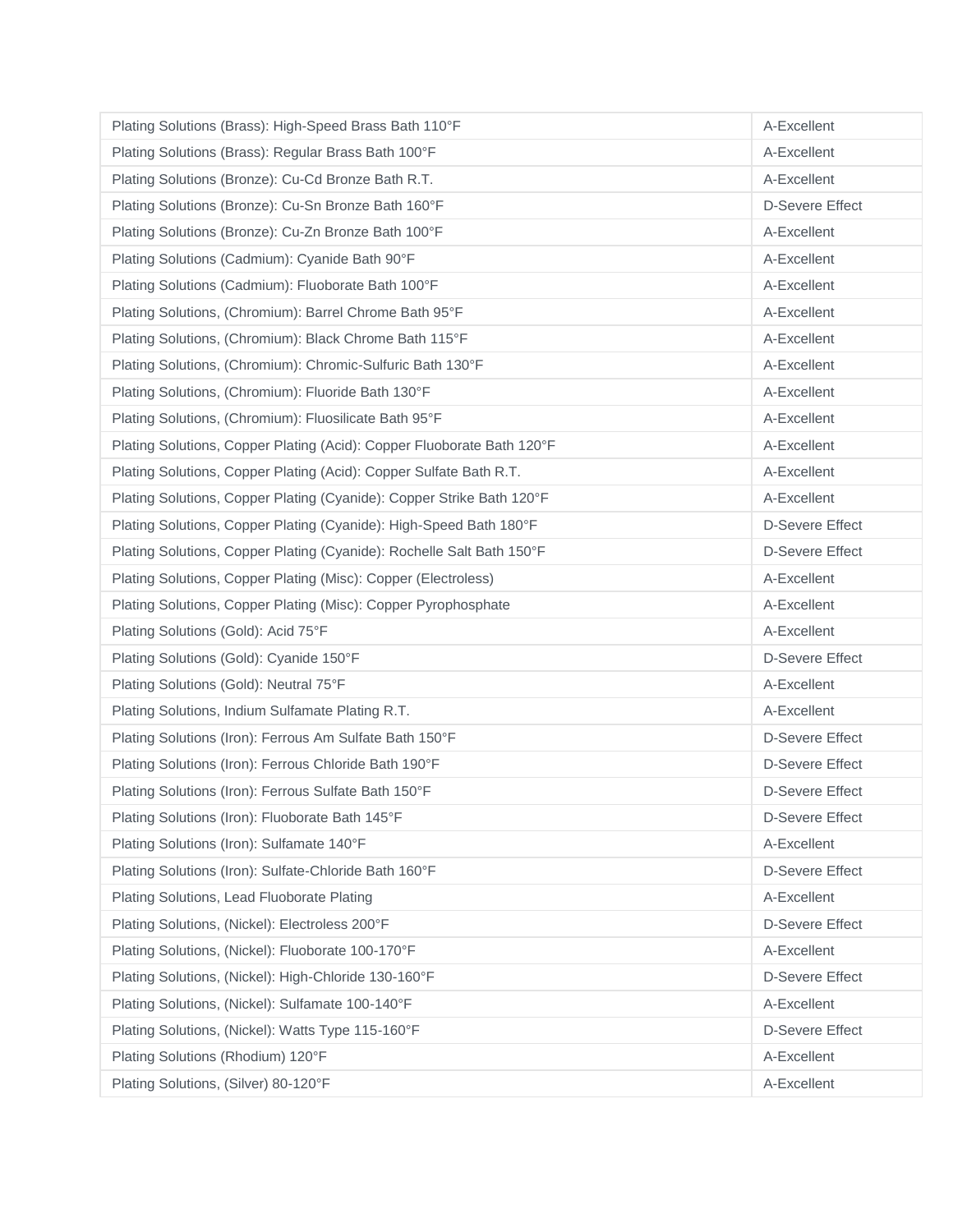| | |
|---|---|
| Plating Solutions (Brass): High-Speed Brass Bath 110°F | A-Excellent |
| Plating Solutions (Brass): Regular Brass Bath 100°F | A-Excellent |
| Plating Solutions (Bronze): Cu-Cd Bronze Bath R.T. | A-Excellent |
| Plating Solutions (Bronze): Cu-Sn Bronze Bath 160°F | D-Severe Effect |
| Plating Solutions (Bronze): Cu-Zn Bronze Bath 100°F | A-Excellent |
| Plating Solutions (Cadmium): Cyanide Bath 90°F | A-Excellent |
| Plating Solutions (Cadmium): Fluoborate Bath 100°F | A-Excellent |
| Plating Solutions, (Chromium): Barrel Chrome Bath 95°F | A-Excellent |
| Plating Solutions, (Chromium): Black Chrome Bath 115°F | A-Excellent |
| Plating Solutions, (Chromium): Chromic-Sulfuric Bath 130°F | A-Excellent |
| Plating Solutions, (Chromium): Fluoride Bath 130°F | A-Excellent |
| Plating Solutions, (Chromium): Fluosilicate Bath 95°F | A-Excellent |
| Plating Solutions, Copper Plating (Acid): Copper Fluoborate Bath 120°F | A-Excellent |
| Plating Solutions, Copper Plating (Acid): Copper Sulfate Bath R.T. | A-Excellent |
| Plating Solutions, Copper Plating (Cyanide): Copper Strike Bath 120°F | A-Excellent |
| Plating Solutions, Copper Plating (Cyanide): High-Speed Bath 180°F | D-Severe Effect |
| Plating Solutions, Copper Plating (Cyanide): Rochelle Salt Bath 150°F | D-Severe Effect |
| Plating Solutions, Copper Plating (Misc): Copper (Electroless) | A-Excellent |
| Plating Solutions, Copper Plating (Misc): Copper Pyrophosphate | A-Excellent |
| Plating Solutions (Gold): Acid 75°F | A-Excellent |
| Plating Solutions (Gold): Cyanide 150°F | D-Severe Effect |
| Plating Solutions (Gold): Neutral 75°F | A-Excellent |
| Plating Solutions, Indium Sulfamate Plating R.T. | A-Excellent |
| Plating Solutions (Iron): Ferrous Am Sulfate Bath 150°F | D-Severe Effect |
| Plating Solutions (Iron): Ferrous Chloride Bath 190°F | D-Severe Effect |
| Plating Solutions (Iron): Ferrous Sulfate Bath 150°F | D-Severe Effect |
| Plating Solutions (Iron): Fluoborate Bath 145°F | D-Severe Effect |
| Plating Solutions (Iron): Sulfamate 140°F | A-Excellent |
| Plating Solutions (Iron): Sulfate-Chloride Bath 160°F | D-Severe Effect |
| Plating Solutions, Lead Fluoborate Plating | A-Excellent |
| Plating Solutions, (Nickel): Electroless 200°F | D-Severe Effect |
| Plating Solutions, (Nickel): Fluoborate 100-170°F | A-Excellent |
| Plating Solutions, (Nickel): High-Chloride 130-160°F | D-Severe Effect |
| Plating Solutions, (Nickel): Sulfamate 100-140°F | A-Excellent |
| Plating Solutions, (Nickel): Watts Type 115-160°F | D-Severe Effect |
| Plating Solutions (Rhodium) 120°F | A-Excellent |
| Plating Solutions, (Silver) 80-120°F | A-Excellent |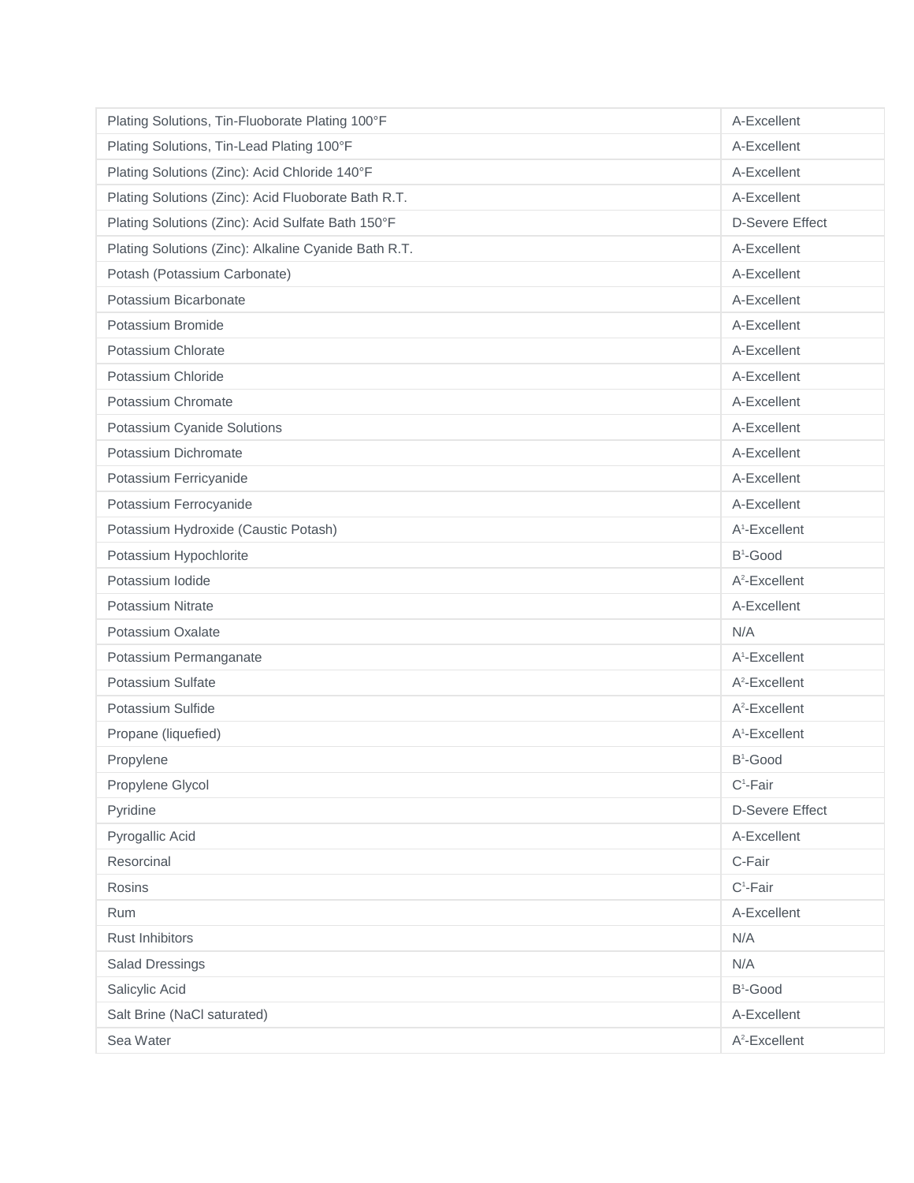| | |
|---|---|
| Plating Solutions, Tin-Fluoborate Plating 100°F | A-Excellent |
| Plating Solutions, Tin-Lead Plating 100°F | A-Excellent |
| Plating Solutions (Zinc): Acid Chloride 140°F | A-Excellent |
| Plating Solutions (Zinc): Acid Fluoborate Bath R.T. | A-Excellent |
| Plating Solutions (Zinc): Acid Sulfate Bath 150°F | D-Severe Effect |
| Plating Solutions (Zinc): Alkaline Cyanide Bath R.T. | A-Excellent |
| Potash (Potassium Carbonate) | A-Excellent |
| Potassium Bicarbonate | A-Excellent |
| Potassium Bromide | A-Excellent |
| Potassium Chlorate | A-Excellent |
| Potassium Chloride | A-Excellent |
| Potassium Chromate | A-Excellent |
| Potassium Cyanide Solutions | A-Excellent |
| Potassium Dichromate | A-Excellent |
| Potassium Ferricyanide | A-Excellent |
| Potassium Ferrocyanide | A-Excellent |
| Potassium Hydroxide (Caustic Potash) | A[1]-Excellent |
| Potassium Hypochlorite | B[1]-Good |
| Potassium Iodide | A[2]-Excellent |
| Potassium Nitrate | A-Excellent |
| Potassium Oxalate | N/A |
| Potassium Permanganate | A[1]-Excellent |
| Potassium Sulfate | A[2]-Excellent |
| Potassium Sulfide | A[2]-Excellent |
| Propane (liquefied) | A[1]-Excellent |
| Propylene | B[1]-Good |
| Propylene Glycol | C[1]-Fair |
| Pyridine | D-Severe Effect |
| Pyrogallic Acid | A-Excellent |
| Resorcinal | C-Fair |
| Rosins | C[1]-Fair |
| Rum | A-Excellent |
| Rust Inhibitors | N/A |
| Salad Dressings | N/A |
| Salicylic Acid | B[1]-Good |
| Salt Brine (NaCl saturated) | A-Excellent |
| Sea Water | A[2]-Excellent |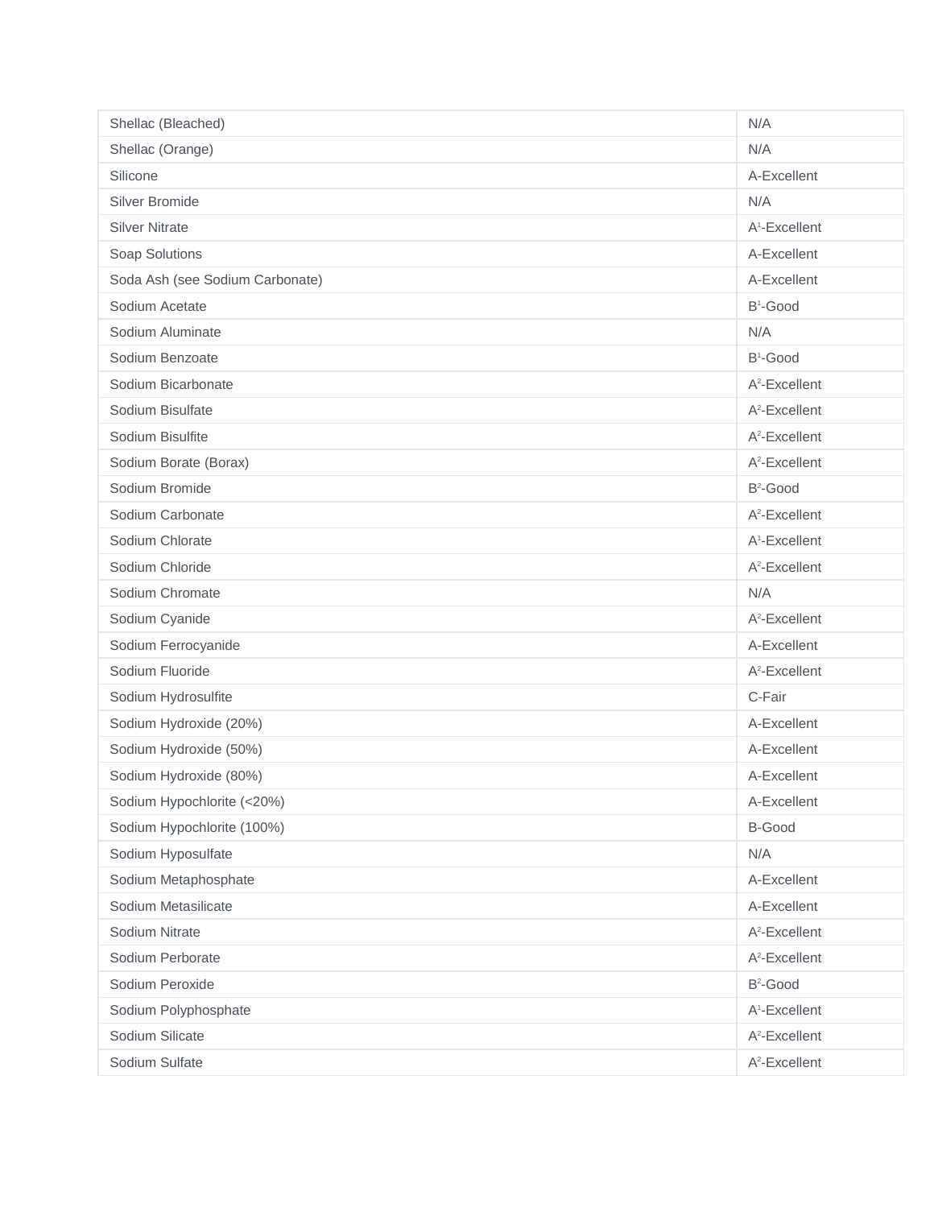| Shellac (Bleached) | N/A |
|---|---|
| Shellac (Orange) | N/A |
| Silicone | A-Excellent |
| Silver Bromide | N/A |
| Silver Nitrate | A[1]-Excellent |
| Soap Solutions | A-Excellent |
| Soda Ash (see Sodium Carbonate) | A-Excellent |
| Sodium Acetate | B[1]-Good |
| Sodium Aluminate | N/A |
| Sodium Benzoate | B[1]-Good |
| Sodium Bicarbonate | A[2]-Excellent |
| Sodium Bisulfate | A[2]-Excellent |
| Sodium Bisulfite | A[2]-Excellent |
| Sodium Borate (Borax) | A[2]-Excellent |
| Sodium Bromide | B[2]-Good |
| Sodium Carbonate | A[2]-Excellent |
| Sodium Chlorate | A[1]-Excellent |
| Sodium Chloride | A[2]-Excellent |
| Sodium Chromate | N/A |
| Sodium Cyanide | A[2]-Excellent |
| Sodium Ferrocyanide | A-Excellent |
| Sodium Fluoride | A[2]-Excellent |
| Sodium Hydrosulfite | C-Fair |
| Sodium Hydroxide (20%) | A-Excellent |
| Sodium Hydroxide (50%) | A-Excellent |
| Sodium Hydroxide (80%) | A-Excellent |
| Sodium Hypochlorite (<20%) | A-Excellent |
| Sodium Hypochlorite (100%) | B-Good |
| Sodium Hyposulfate | N/A |
| Sodium Metaphosphate | A-Excellent |
| Sodium Metasilicate | A-Excellent |
| Sodium Nitrate | A[2]-Excellent |
| Sodium Perborate | A[2]-Excellent |
| Sodium Peroxide | B[2]-Good |
| Sodium Polyphosphate | A[1]-Excellent |
| Sodium Silicate | A[2]-Excellent |
| Sodium Sulfate | A[2]-Excellent |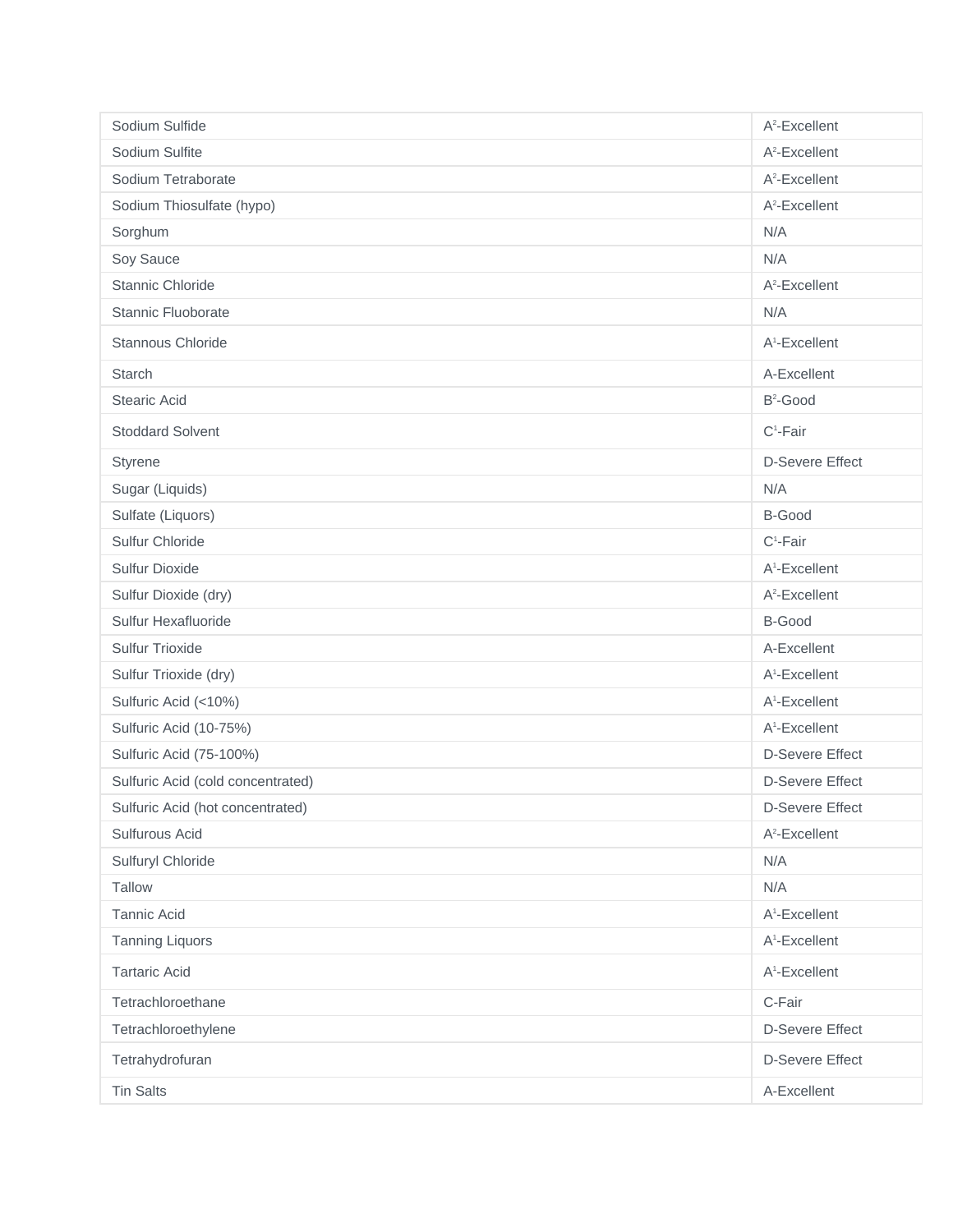| | |
|---|---|
| Sodium Sulfide | A[2]-Excellent |
| Sodium Sulfite | A[2]-Excellent |
| Sodium Tetraborate | A[2]-Excellent |
| Sodium Thiosulfate (hypo) | A[2]-Excellent |
| Sorghum | N/A |
| Soy Sauce | N/A |
| Stannic Chloride | A[2]-Excellent |
| Stannic Fluoborate | N/A |
| Stannous Chloride | A[1]-Excellent |
| Starch | A-Excellent |
| Stearic Acid | B[2]-Good |
| Stoddard Solvent | C[1]-Fair |
| Styrene | D-Severe Effect |
| Sugar (Liquids) | N/A |
| Sulfate (Liquors) | B-Good |
| Sulfur Chloride | C[1]-Fair |
| Sulfur Dioxide | A[1]-Excellent |
| Sulfur Dioxide (dry) | A[2]-Excellent |
| Sulfur Hexafluoride | B-Good |
| Sulfur Trioxide | A-Excellent |
| Sulfur Trioxide (dry) | A[1]-Excellent |
| Sulfuric Acid (<10%) | A[1]-Excellent |
| Sulfuric Acid (10-75%) | A[1]-Excellent |
| Sulfuric Acid (75-100%) | D-Severe Effect |
| Sulfuric Acid (cold concentrated) | D-Severe Effect |
| Sulfuric Acid (hot concentrated) | D-Severe Effect |
| Sulfurous Acid | A[2]-Excellent |
| Sulfuryl Chloride | N/A |
| Tallow | N/A |
| Tannic Acid | A[1]-Excellent |
| Tanning Liquors | A[1]-Excellent |
| Tartaric Acid | A[1]-Excellent |
| Tetrachloroethane | C-Fair |
| Tetrachloroethylene | D-Severe Effect |
| Tetrahydrofuran | D-Severe Effect |
| Tin Salts | A-Excellent |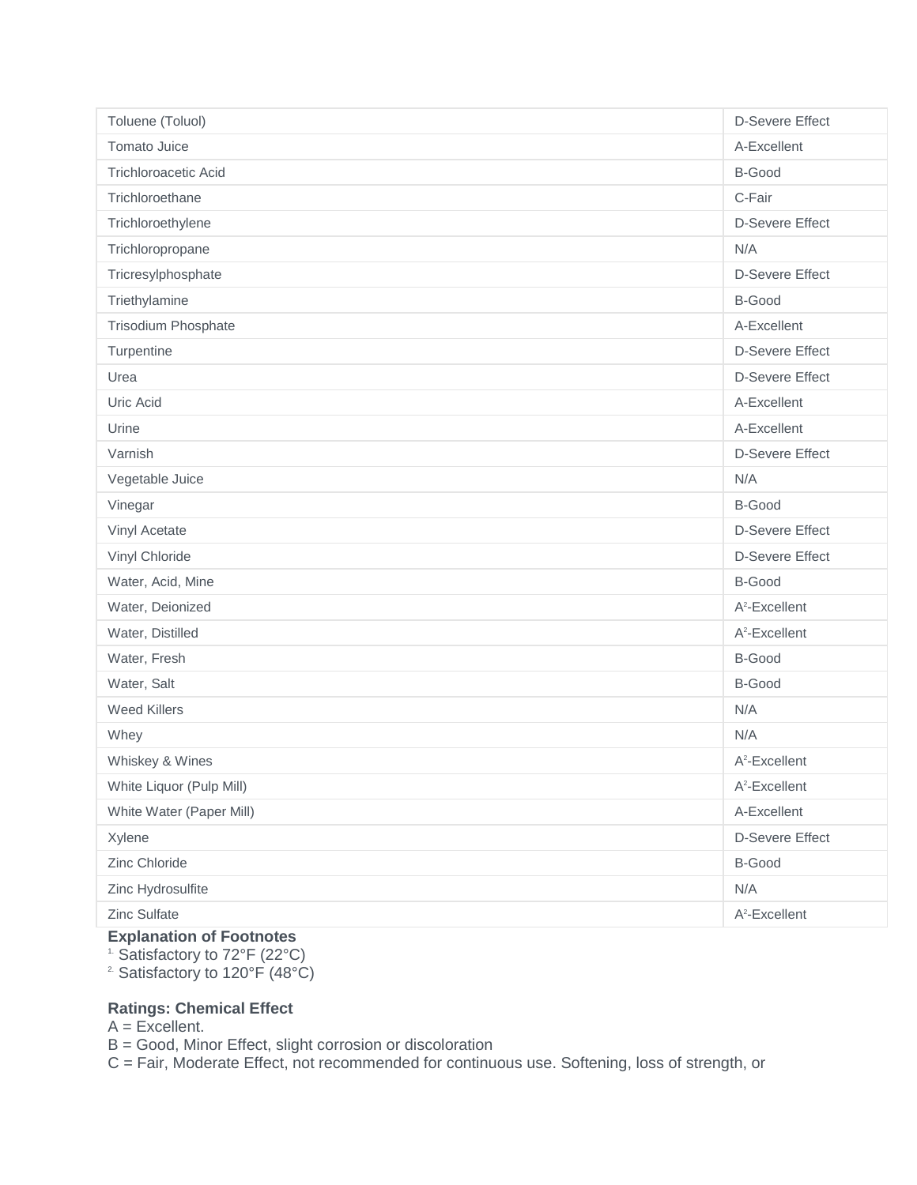| | |
|---|---|
| Toluene (Toluol) | D-Severe Effect |
| Tomato Juice | A-Excellent |
| Trichloroacetic Acid | B-Good |
| Trichloroethane | C-Fair |
| Trichloroethylene | D-Severe Effect |
| Trichloropropane | N/A |
| Tricresylphosphate | D-Severe Effect |
| Triethylamine | B-Good |
| Trisodium Phosphate | A-Excellent |
| Turpentine | D-Severe Effect |
| Urea | D-Severe Effect |
| Uric Acid | A-Excellent |
| Urine | A-Excellent |
| Varnish | D-Severe Effect |
| Vegetable Juice | N/A |
| Vinegar | B-Good |
| Vinyl Acetate | D-Severe Effect |
| Vinyl Chloride | D-Severe Effect |
| Water, Acid, Mine | B-Good |
| Water, Deionized | A[2]-Excellent |
| Water, Distilled | A[2]-Excellent |
| Water, Fresh | B-Good |
| Water, Salt | B-Good |
| Weed Killers | N/A |
| Whey | N/A |
| Whiskey & Wines | A[2]-Excellent |
| White Liquor (Pulp Mill) | A[2]-Excellent |
| White Water (Paper Mill) | A-Excellent |
| Xylene | D-Severe Effect |
| Zinc Chloride | B-Good |
| Zinc Hydrosulfite | N/A |
| Zinc Sulfate | A[2]-Excellent |

**Explanation of Footnotes**

[1] Satisfactory to 72°F (22°C)
[2] Satisfactory to 120°F (48°C)

**Ratings: Chemical Effect**

A = Excellent.
B = Good, Minor Effect, slight corrosion or discoloration
C = Fair, Moderate Effect, not recommended for continuous use. Softening, loss of strength, or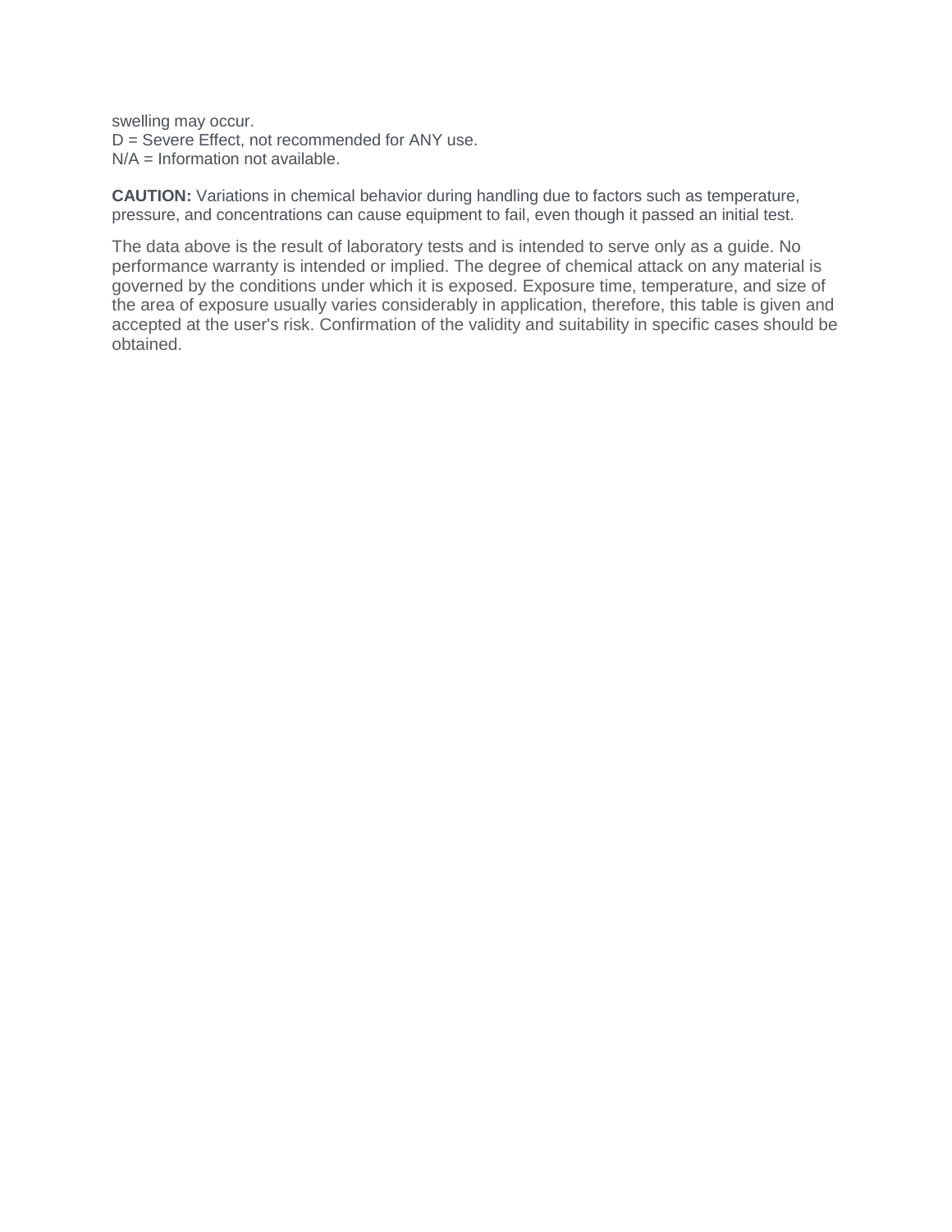swelling may occur.
D = Severe Effect, not recommended for ANY use.
N/A = Information not available.

**CAUTION:** Variations in chemical behavior during handling due to factors such as temperature, pressure, and concentrations can cause equipment to fail, even though it passed an initial test.

The data above is the result of laboratory tests and is intended to serve only as a guide. No performance warranty is intended or implied. The degree of chemical attack on any material is governed by the conditions under which it is exposed. Exposure time, temperature, and size of the area of exposure usually varies considerably in application, therefore, this table is given and accepted at the user's risk. Confirmation of the validity and suitability in specific cases should be obtained.